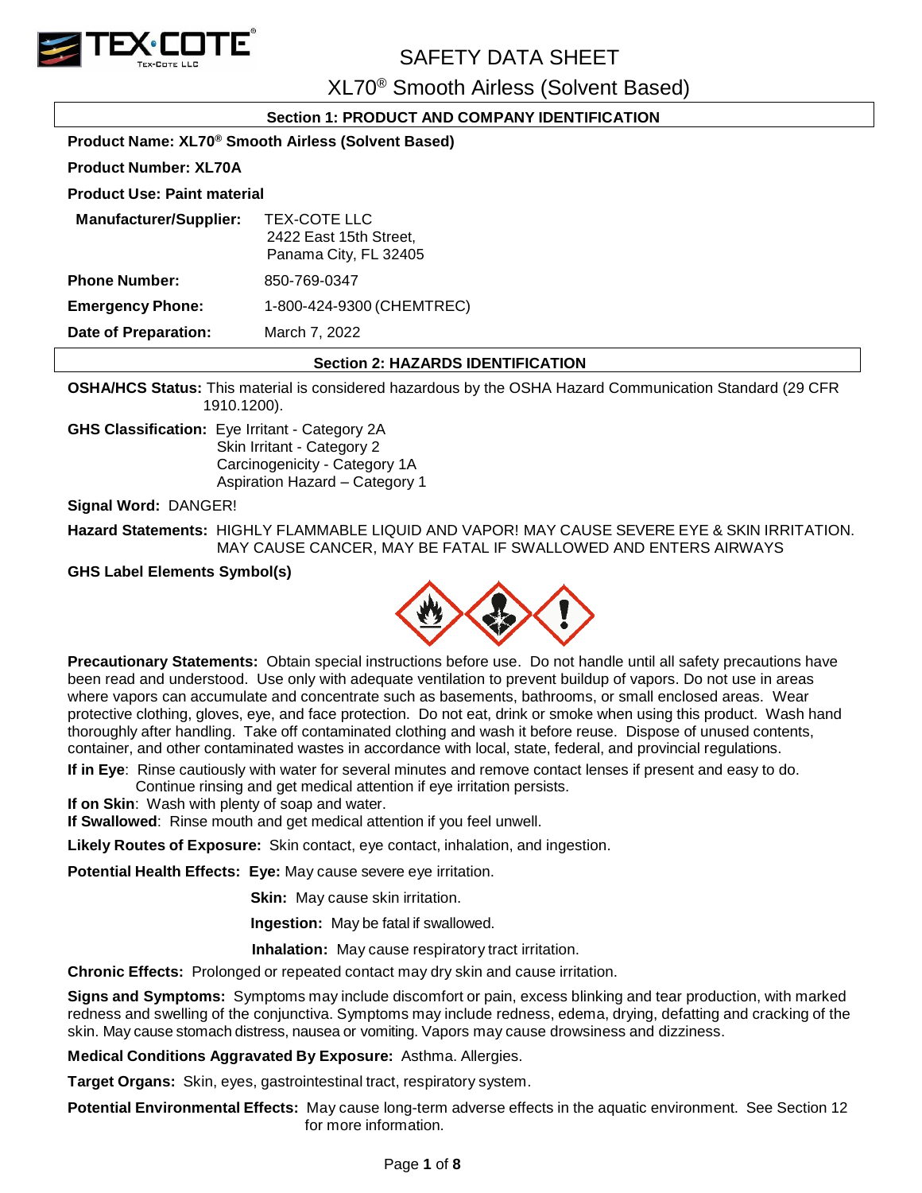# SAFETY DATA SHEET

## XL70® Smooth Airless (Solvent Based)

### Section 1: PRODUCT AND COMPANY IDENTIFICATION

**Product Name: XL70® Smooth Airless (Solvent Based)**

**Product Number: XL70A**

**Product Use: Paint material**

**Manufacturer/Supplier:** TEX-COTE LLC
2422 East 15th Street,
Panama City, FL 32405

**Phone Number:** 850-769-0347

**Emergency Phone:** 1-800-424-9300 (CHEMTREC)

**Date of Preparation:** March 7, 2022

### Section 2: HAZARDS IDENTIFICATION

**OSHA/HCS Status:** This material is considered hazardous by the OSHA Hazard Communication Standard (29 CFR 1910.1200).

**GHS Classification:** Eye Irritant - Category 2A
Skin Irritant - Category 2
Carcinogenicity - Category 1A
Aspiration Hazard – Category 1

**Signal Word:** DANGER!

**Hazard Statements:** HIGHLY FLAMMABLE LIQUID AND VAPOR! MAY CAUSE SEVERE EYE & SKIN IRRITATION. MAY CAUSE CANCER, MAY BE FATAL IF SWALLOWED AND ENTERS AIRWAYS

**GHS Label Elements Symbol(s)**

**Precautionary Statements:** Obtain special instructions before use. Do not handle until all safety precautions have been read and understood. Use only with adequate ventilation to prevent buildup of vapors. Do not use in areas where vapors can accumulate and concentrate such as basements, bathrooms, or small enclosed areas. Wear protective clothing, gloves, eye, and face protection. Do not eat, drink or smoke when using this product. Wash hand thoroughly after handling. Take off contaminated clothing and wash it before reuse. Dispose of unused contents, container, and other contaminated wastes in accordance with local, state, federal, and provincial regulations.

**If in Eye**: Rinse cautiously with water for several minutes and remove contact lenses if present and easy to do. Continue rinsing and get medical attention if eye irritation persists.
**If on Skin**: Wash with plenty of soap and water.
**If Swallowed**: Rinse mouth and get medical attention if you feel unwell.

**Likely Routes of Exposure:** Skin contact, eye contact, inhalation, and ingestion.

**Potential Health Effects:** **Eye:** May cause severe eye irritation.

**Skin:** May cause skin irritation.

**Ingestion:** May be fatal if swallowed.

**Inhalation:** May cause respiratory tract irritation.

**Chronic Effects:** Prolonged or repeated contact may dry skin and cause irritation.

**Signs and Symptoms:** Symptoms may include discomfort or pain, excess blinking and tear production, with marked redness and swelling of the conjunctiva. Symptoms may include redness, edema, drying, defatting and cracking of the skin. May cause stomach distress, nausea or vomiting. Vapors may cause drowsiness and dizziness.

**Medical Conditions Aggravated By Exposure:** Asthma. Allergies.

**Target Organs:** Skin, eyes, gastrointestinal tract, respiratory system.

**Potential Environmental Effects:** May cause long-term adverse effects in the aquatic environment. See Section 12 for more information.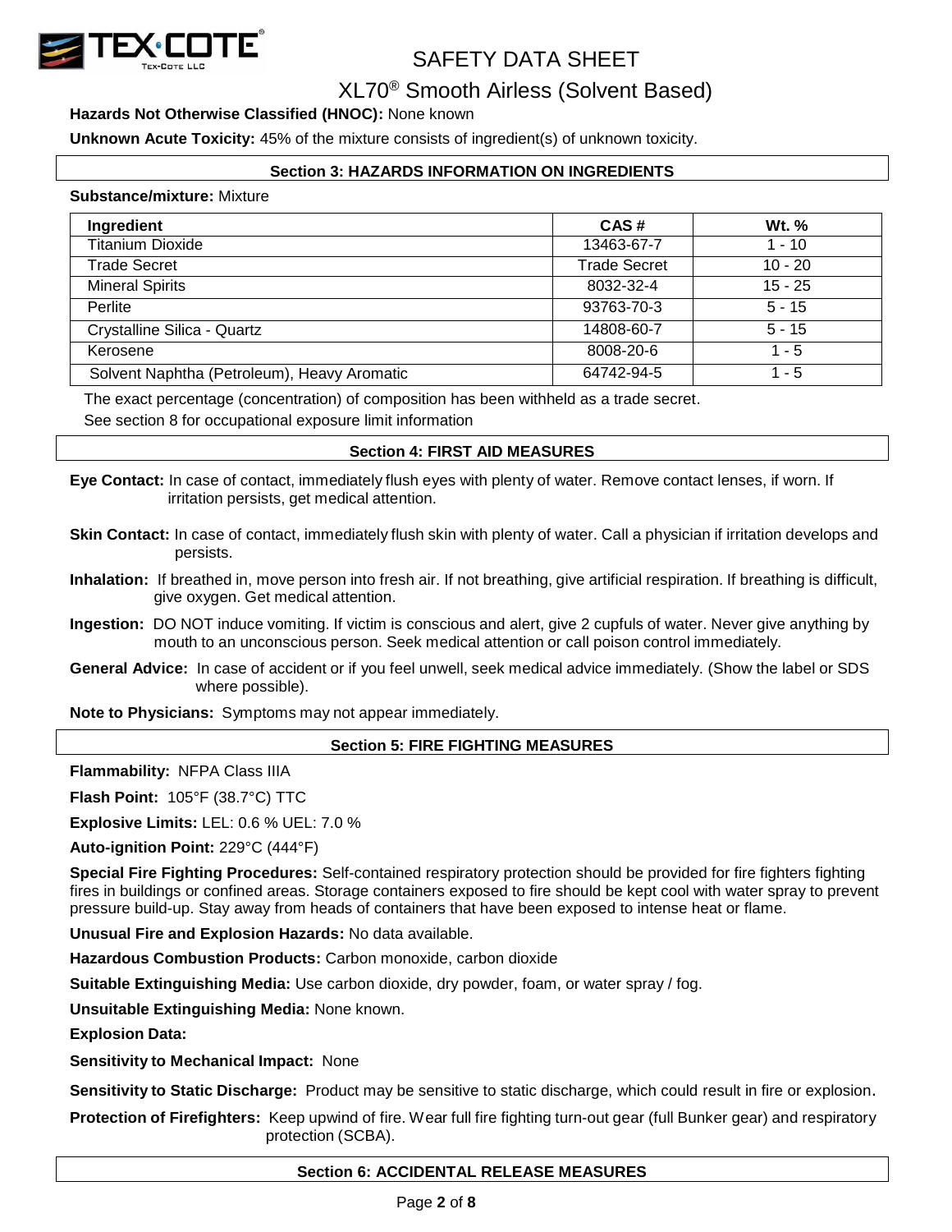**Hazards Not Otherwise Classified (HNOC):** None known

**Unknown Acute Toxicity:** 45% of the mixture consists of ingredient(s) of unknown toxicity.

## Section 3: HAZARDS INFORMATION ON INGREDIENTS

**Substance/mixture:** Mixture

| Ingredient | CAS # | Wt. % |
|---|---|---|
| Titanium Dioxide | 13463-67-7 | 1 - 10 |
| Trade Secret | Trade Secret | 10 - 20 |
| Mineral Spirits | 8032-32-4 | 15 - 25 |
| Perlite | 93763-70-3 | 5 - 15 |
| Crystalline Silica - Quartz | 14808-60-7 | 5 - 15 |
| Kerosene | 8008-20-6 | 1 - 5 |
| Solvent Naphtha (Petroleum), Heavy Aromatic | 64742-94-5 | 1 - 5 |

The exact percentage (concentration) of composition has been withheld as a trade secret.

See section 8 for occupational exposure limit information

## Section 4: FIRST AID MEASURES

**Eye Contact:** In case of contact, immediately flush eyes with plenty of water. Remove contact lenses, if worn. If irritation persists, get medical attention.

**Skin Contact:** In case of contact, immediately flush skin with plenty of water. Call a physician if irritation develops and persists.

**Inhalation:** If breathed in, move person into fresh air. If not breathing, give artificial respiration. If breathing is difficult, give oxygen. Get medical attention.

**Ingestion:** DO NOT induce vomiting. If victim is conscious and alert, give 2 cupfuls of water. Never give anything by mouth to an unconscious person. Seek medical attention or call poison control immediately.

**General Advice:** In case of accident or if you feel unwell, seek medical advice immediately. (Show the label or SDS where possible).

**Note to Physicians:** Symptoms may not appear immediately.

## Section 5: FIRE FIGHTING MEASURES

**Flammability:** NFPA Class IIIA

**Flash Point:** 105°F (38.7°C) TTC

**Explosive Limits:** LEL: 0.6 % UEL: 7.0 %

**Auto-ignition Point:** 229°C (444°F)

**Special Fire Fighting Procedures:** Self-contained respiratory protection should be provided for fire fighters fighting fires in buildings or confined areas. Storage containers exposed to fire should be kept cool with water spray to prevent pressure build-up. Stay away from heads of containers that have been exposed to intense heat or flame.

**Unusual Fire and Explosion Hazards:** No data available.

**Hazardous Combustion Products:** Carbon monoxide, carbon dioxide

**Suitable Extinguishing Media:** Use carbon dioxide, dry powder, foam, or water spray / fog.

**Unsuitable Extinguishing Media:** None known.

**Explosion Data:**

**Sensitivity to Mechanical Impact:** None

**Sensitivity to Static Discharge:** Product may be sensitive to static discharge, which could result in fire or explosion.

**Protection of Firefighters:** Keep upwind of fire. Wear full fire fighting turn-out gear (full Bunker gear) and respiratory protection (SCBA).

## Section 6: ACCIDENTAL RELEASE MEASURES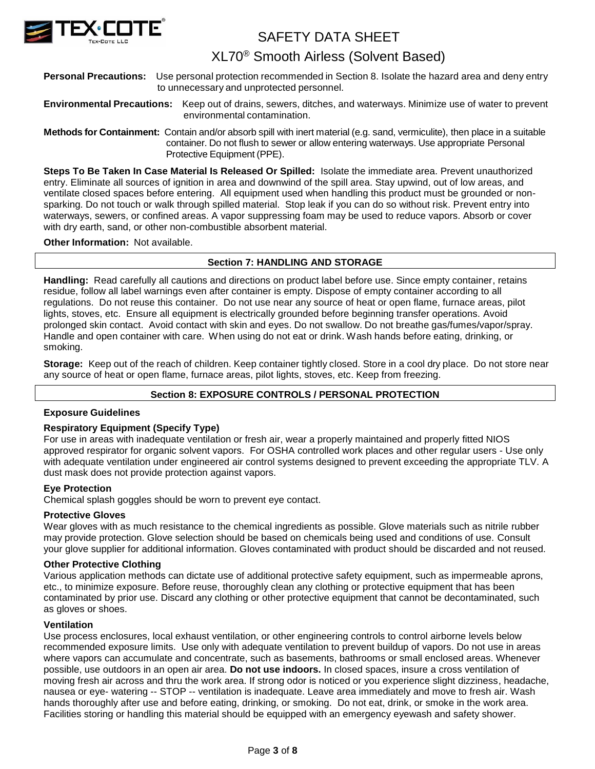**Personal Precautions:** Use personal protection recommended in Section 8. Isolate the hazard area and deny entry to unnecessary and unprotected personnel.

**Environmental Precautions:** Keep out of drains, sewers, ditches, and waterways. Minimize use of water to prevent environmental contamination.

**Methods for Containment:** Contain and/or absorb spill with inert material (e.g. sand, vermiculite), then place in a suitable container. Do not flush to sewer or allow entering waterways. Use appropriate Personal Protective Equipment (PPE).

**Steps To Be Taken In Case Material Is Released Or Spilled:** Isolate the immediate area. Prevent unauthorized entry. Eliminate all sources of ignition in area and downwind of the spill area. Stay upwind, out of low areas, and ventilate closed spaces before entering. All equipment used when handling this product must be grounded or non-sparking. Do not touch or walk through spilled material. Stop leak if you can do so without risk. Prevent entry into waterways, sewers, or confined areas. A vapor suppressing foam may be used to reduce vapors. Absorb or cover with dry earth, sand, or other non-combustible absorbent material.

**Other Information:** Not available.

## Section 7: HANDLING AND STORAGE

**Handling:** Read carefully all cautions and directions on product label before use. Since empty container, retains residue, follow all label warnings even after container is empty. Dispose of empty container according to all regulations. Do not reuse this container. Do not use near any source of heat or open flame, furnace areas, pilot lights, stoves, etc. Ensure all equipment is electrically grounded before beginning transfer operations. Avoid prolonged skin contact. Avoid contact with skin and eyes. Do not swallow. Do not breathe gas/fumes/vapor/spray. Handle and open container with care. When using do not eat or drink. Wash hands before eating, drinking, or smoking.

**Storage:** Keep out of the reach of children. Keep container tightly closed. Store in a cool dry place. Do not store near any source of heat or open flame, furnace areas, pilot lights, stoves, etc. Keep from freezing.

## Section 8: EXPOSURE CONTROLS / PERSONAL PROTECTION

### Exposure Guidelines

### Respiratory Equipment (Specify Type)

For use in areas with inadequate ventilation or fresh air, wear a properly maintained and properly fitted NIOS approved respirator for organic solvent vapors. For OSHA controlled work places and other regular users - Use only with adequate ventilation under engineered air control systems designed to prevent exceeding the appropriate TLV. A dust mask does not provide protection against vapors.

### Eye Protection

Chemical splash goggles should be worn to prevent eye contact.

### Protective Gloves

Wear gloves with as much resistance to the chemical ingredients as possible. Glove materials such as nitrile rubber may provide protection. Glove selection should be based on chemicals being used and conditions of use. Consult your glove supplier for additional information. Gloves contaminated with product should be discarded and not reused.

### Other Protective Clothing

Various application methods can dictate use of additional protective safety equipment, such as impermeable aprons, etc., to minimize exposure. Before reuse, thoroughly clean any clothing or protective equipment that has been contaminated by prior use. Discard any clothing or other protective equipment that cannot be decontaminated, such as gloves or shoes.

### Ventilation

Use process enclosures, local exhaust ventilation, or other engineering controls to control airborne levels below recommended exposure limits. Use only with adequate ventilation to prevent buildup of vapors. Do not use in areas where vapors can accumulate and concentrate, such as basements, bathrooms or small enclosed areas. Whenever possible, use outdoors in an open air area. **Do not use indoors.** In closed spaces, insure a cross ventilation of moving fresh air across and thru the work area. If strong odor is noticed or you experience slight dizziness, headache, nausea or eye- watering -- STOP -- ventilation is inadequate. Leave area immediately and move to fresh air. Wash hands thoroughly after use and before eating, drinking, or smoking. Do not eat, drink, or smoke in the work area. Facilities storing or handling this material should be equipped with an emergency eyewash and safety shower.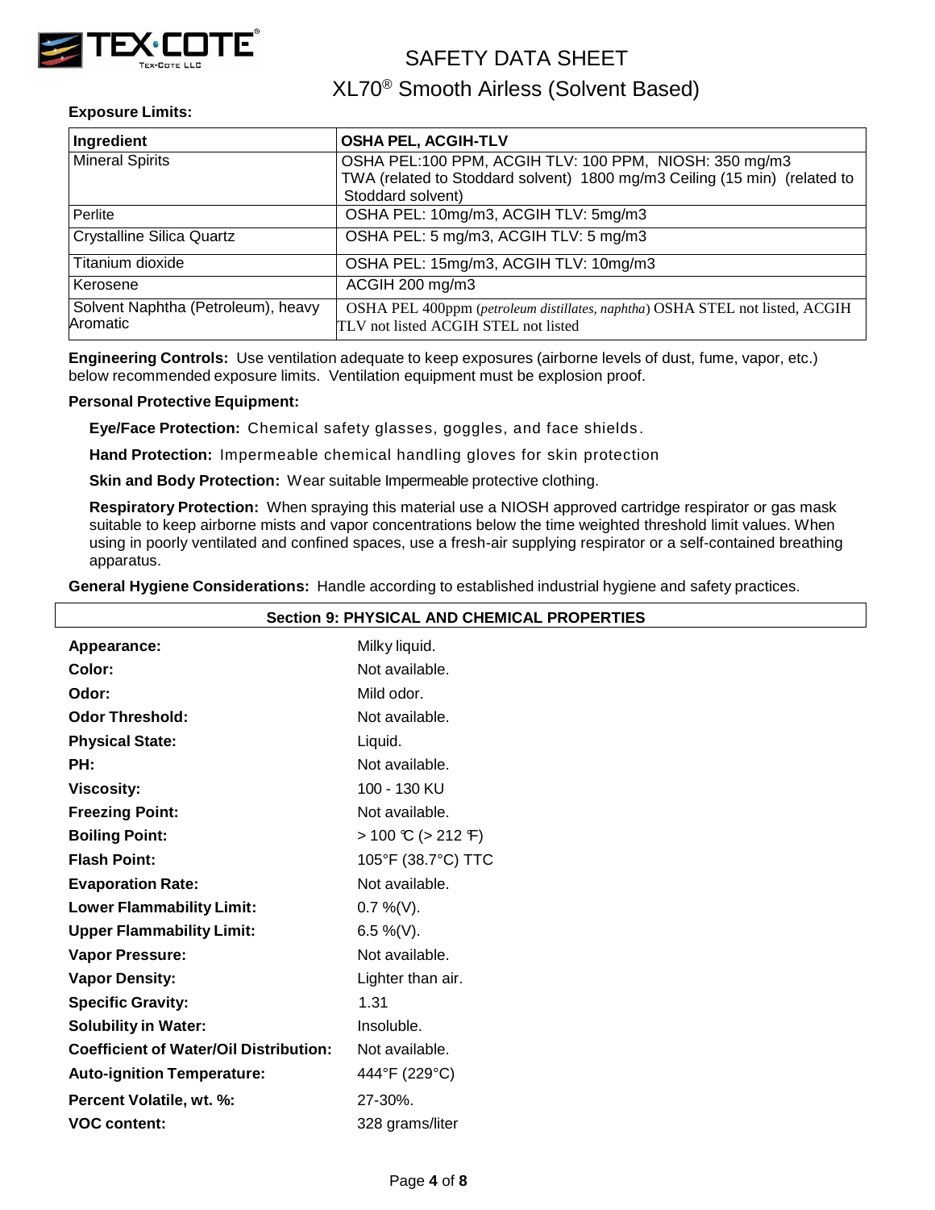**Exposure Limits:**

| Ingredient | OSHA PEL, ACGIH-TLV |
| --- | --- |
| Mineral Spirits | OSHA PEL:100 PPM, ACGIH TLV: 100 PPM, NIOSH: 350 mg/m3 TWA (related to Stoddard solvent) 1800 mg/m3 Ceiling (15 min) (related to Stoddard solvent) |
| Perlite | OSHA PEL: 10mg/m3, ACGIH TLV: 5mg/m3 |
| Crystalline Silica Quartz | OSHA PEL: 5 mg/m3, ACGIH TLV: 5 mg/m3 |
| Titanium dioxide | OSHA PEL: 15mg/m3, ACGIH TLV: 10mg/m3 |
| Kerosene | ACGIH 200 mg/m3 |
| Solvent Naphtha (Petroleum), heavy Aromatic | OSHA PEL 400ppm (*petroleum distillates, naphtha*) OSHA STEL not listed, ACGIH TLV not listed ACGIH STEL not listed |

**Engineering Controls:** Use ventilation adequate to keep exposures (airborne levels of dust, fume, vapor, etc.) below recommended exposure limits. Ventilation equipment must be explosion proof.

**Personal Protective Equipment:**

**Eye/Face Protection:** Chemical safety glasses, goggles, and face shields.

**Hand Protection:** Impermeable chemical handling gloves for skin protection

**Skin and Body Protection:** Wear suitable Impermeable protective clothing.

**Respiratory Protection:** When spraying this material use a NIOSH approved cartridge respirator or gas mask suitable to keep airborne mists and vapor concentrations below the time weighted threshold limit values. When using in poorly ventilated and confined spaces, use a fresh-air supplying respirator or a self-contained breathing apparatus.

**General Hygiene Considerations:** Handle according to established industrial hygiene and safety practices.

## Section 9: PHYSICAL AND CHEMICAL PROPERTIES

| | |
| --- | --- |
| **Appearance:** | Milky liquid. |
| **Color:** | Not available. |
| **Odor:** | Mild odor. |
| **Odor Threshold:** | Not available. |
| **Physical State:** | Liquid. |
| **PH:** | Not available. |
| **Viscosity:** | 100 - 130 KU |
| **Freezing Point:** | Not available. |
| **Boiling Point:** | > 100 ℃ (> 212 ℉) |
| **Flash Point:** | 105°F (38.7°C) TTC |
| **Evaporation Rate:** | Not available. |
| **Lower Flammability Limit:** | 0.7 %(V). |
| **Upper Flammability Limit:** | 6.5 %(V). |
| **Vapor Pressure:** | Not available. |
| **Vapor Density:** | Lighter than air. |
| **Specific Gravity:** | 1.31 |
| **Solubility in Water:** | Insoluble. |
| **Coefficient of Water/Oil Distribution:** | Not available. |
| **Auto-ignition Temperature:** | 444°F (229°C) |
| **Percent Volatile, wt. %:** | 27-30%. |
| **VOC content:** | 328 grams/liter |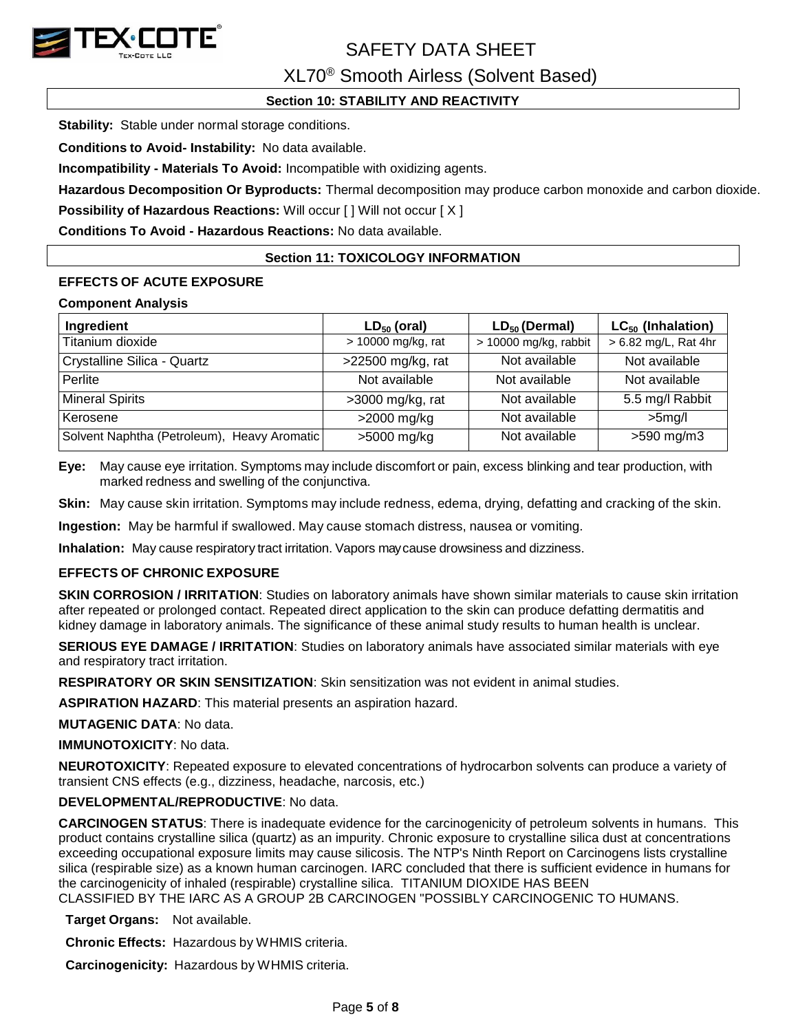## Section 10: STABILITY AND REACTIVITY

**Stability:** Stable under normal storage conditions.

**Conditions to Avoid- Instability:** No data available.

**Incompatibility - Materials To Avoid:** Incompatible with oxidizing agents.

**Hazardous Decomposition Or Byproducts:** Thermal decomposition may produce carbon monoxide and carbon dioxide.

**Possibility of Hazardous Reactions:** Will occur [ ] Will not occur [ X ]

**Conditions To Avoid - Hazardous Reactions:** No data available.

## Section 11: TOXICOLOGY INFORMATION

### EFFECTS OF ACUTE EXPOSURE

**Component Analysis**

| Ingredient | $LD_{50}$ (oral) | $LD_{50}$ (Dermal) | $LC_{50}$ (Inhalation) |
|---|---|---|---|
| Titanium dioxide | > 10000 mg/kg, rat | > 10000 mg/kg, rabbit | > 6.82 mg/L, Rat 4hr |
| Crystalline Silica - Quartz | >22500 mg/kg, rat | Not available | Not available |
| Perlite | Not available | Not available | Not available |
| Mineral Spirits | >3000 mg/kg, rat | Not available | 5.5 mg/l Rabbit |
| Kerosene | >2000 mg/kg | Not available | >5mg/l |
| Solvent Naphtha (Petroleum), Heavy Aromatic | >5000 mg/kg | Not available | >590 mg/m3 |

**Eye:** May cause eye irritation. Symptoms may include discomfort or pain, excess blinking and tear production, with marked redness and swelling of the conjunctiva.

**Skin:** May cause skin irritation. Symptoms may include redness, edema, drying, defatting and cracking of the skin.

**Ingestion:** May be harmful if swallowed. May cause stomach distress, nausea or vomiting.

**Inhalation:** May cause respiratory tract irritation. Vapors may cause drowsiness and dizziness.

### EFFECTS OF CHRONIC EXPOSURE

**SKIN CORROSION / IRRITATION**: Studies on laboratory animals have shown similar materials to cause skin irritation after repeated or prolonged contact. Repeated direct application to the skin can produce defatting dermatitis and kidney damage in laboratory animals. The significance of these animal study results to human health is unclear.

**SERIOUS EYE DAMAGE / IRRITATION**: Studies on laboratory animals have associated similar materials with eye and respiratory tract irritation.

**RESPIRATORY OR SKIN SENSITIZATION**: Skin sensitization was not evident in animal studies.

**ASPIRATION HAZARD**: This material presents an aspiration hazard.

**MUTAGENIC DATA**: No data.

**IMMUNOTOXICITY**: No data.

**NEUROTOXICITY**: Repeated exposure to elevated concentrations of hydrocarbon solvents can produce a variety of transient CNS effects (e.g., dizziness, headache, narcosis, etc.)

**DEVELOPMENTAL/REPRODUCTIVE**: No data.

**CARCINOGEN STATUS**: There is inadequate evidence for the carcinogenicity of petroleum solvents in humans. This product contains crystalline silica (quartz) as an impurity. Chronic exposure to crystalline silica dust at concentrations exceeding occupational exposure limits may cause silicosis. The NTP's Ninth Report on Carcinogens lists crystalline silica (respirable size) as a known human carcinogen. IARC concluded that there is sufficient evidence in humans for the carcinogenicity of inhaled (respirable) crystalline silica. TITANIUM DIOXIDE HAS BEEN CLASSIFIED BY THE IARC AS A GROUP 2B CARCINOGEN "POSSIBLY CARCINOGENIC TO HUMANS.

**Target Organs:** Not available.

**Chronic Effects:** Hazardous by WHMIS criteria.

**Carcinogenicity:** Hazardous by WHMIS criteria.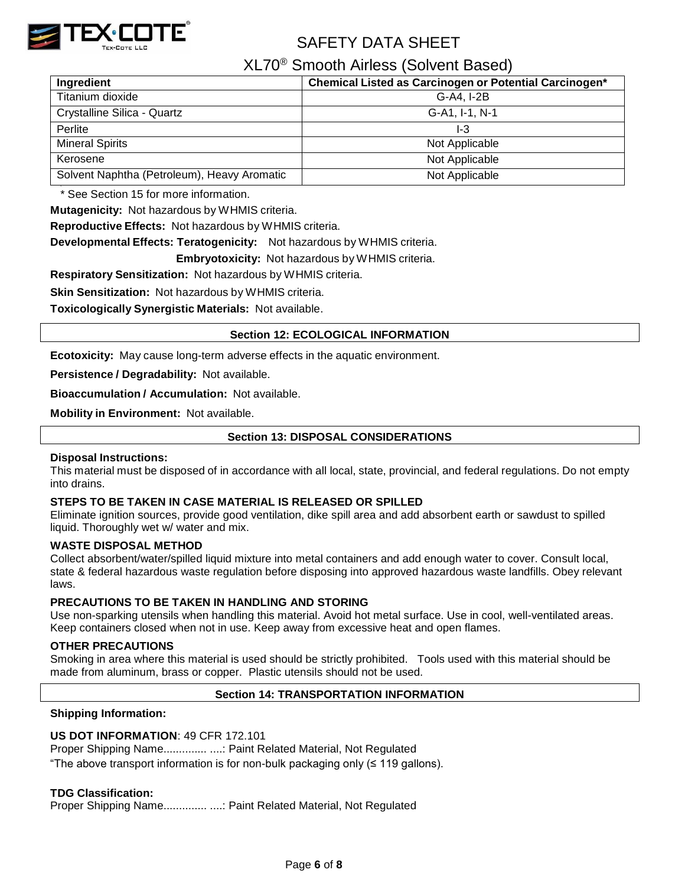| Ingredient | Chemical Listed as Carcinogen or Potential Carcinogen* |
|---|---|
| Titanium dioxide | G-A4, I-2B |
| Crystalline Silica - Quartz | G-A1, I-1, N-1 |
| Perlite | I-3 |
| Mineral Spirits | Not Applicable |
| Kerosene | Not Applicable |
| Solvent Naphtha (Petroleum), Heavy Aromatic | Not Applicable |

\* See Section 15 for more information.

**Mutagenicity:** Not hazardous by WHMIS criteria.

**Reproductive Effects:** Not hazardous by WHMIS criteria.

**Developmental Effects: Teratogenicity:** Not hazardous by WHMIS criteria.

**Embryotoxicity:** Not hazardous by WHMIS criteria.

**Respiratory Sensitization:** Not hazardous by WHMIS criteria.

**Skin Sensitization:** Not hazardous by WHMIS criteria.

**Toxicologically Synergistic Materials:** Not available.

## Section 12: ECOLOGICAL INFORMATION

**Ecotoxicity:** May cause long-term adverse effects in the aquatic environment.

**Persistence / Degradability:** Not available.

**Bioaccumulation / Accumulation:** Not available.

**Mobility in Environment:** Not available.

## Section 13: DISPOSAL CONSIDERATIONS

**Disposal Instructions:**

This material must be disposed of in accordance with all local, state, provincial, and federal regulations. Do not empty into drains.

**STEPS TO BE TAKEN IN CASE MATERIAL IS RELEASED OR SPILLED**

Eliminate ignition sources, provide good ventilation, dike spill area and add absorbent earth or sawdust to spilled liquid. Thoroughly wet w/ water and mix.

**WASTE DISPOSAL METHOD**

Collect absorbent/water/spilled liquid mixture into metal containers and add enough water to cover. Consult local, state & federal hazardous waste regulation before disposing into approved hazardous waste landfills. Obey relevant laws.

**PRECAUTIONS TO BE TAKEN IN HANDLING AND STORING**

Use non-sparking utensils when handling this material. Avoid hot metal surface. Use in cool, well-ventilated areas. Keep containers closed when not in use. Keep away from excessive heat and open flames.

**OTHER PRECAUTIONS**

Smoking in area where this material is used should be strictly prohibited. Tools used with this material should be made from aluminum, brass or copper. Plastic utensils should not be used.

## Section 14: TRANSPORTATION INFORMATION

**Shipping Information:**

**US DOT INFORMATION**: 49 CFR 172.101

Proper Shipping Name.............. ....: Paint Related Material, Not Regulated

"The above transport information is for non-bulk packaging only (≤ 119 gallons).

**TDG Classification:**

Proper Shipping Name.............. ....: Paint Related Material, Not Regulated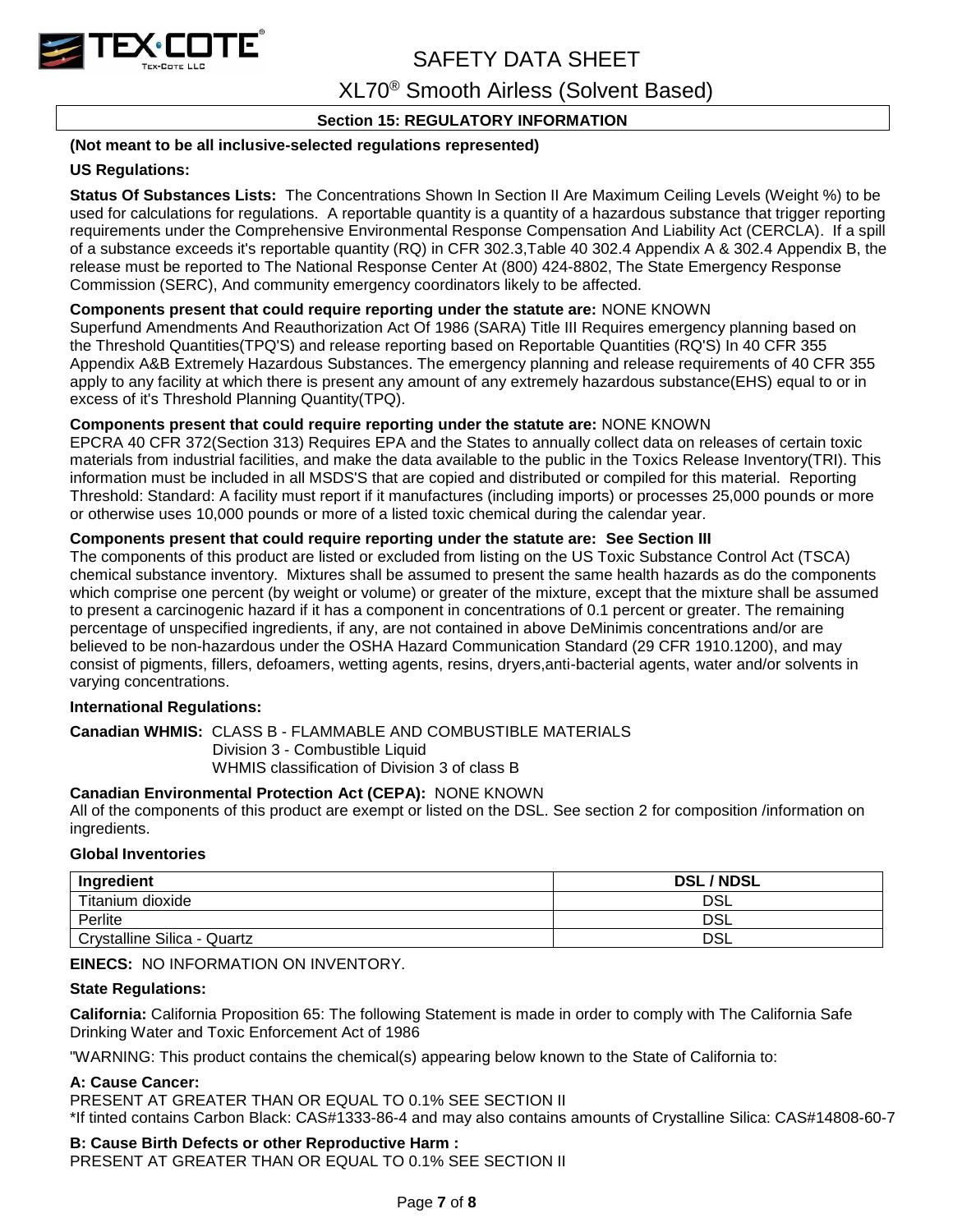## Section 15: REGULATORY INFORMATION

**(Not meant to be all inclusive-selected regulations represented)**

**US Regulations:**

**Status Of Substances Lists:** The Concentrations Shown In Section II Are Maximum Ceiling Levels (Weight %) to be used for calculations for regulations. A reportable quantity is a quantity of a hazardous substance that trigger reporting requirements under the Comprehensive Environmental Response Compensation And Liability Act (CERCLA). If a spill of a substance exceeds it's reportable quantity (RQ) in CFR 302.3,Table 40 302.4 Appendix A & 302.4 Appendix B, the release must be reported to The National Response Center At (800) 424-8802, The State Emergency Response Commission (SERC), And community emergency coordinators likely to be affected.

**Components present that could require reporting under the statute are:** NONE KNOWN
Superfund Amendments And Reauthorization Act Of 1986 (SARA) Title III Requires emergency planning based on the Threshold Quantities(TPQ'S) and release reporting based on Reportable Quantities (RQ'S) In 40 CFR 355 Appendix A&B Extremely Hazardous Substances. The emergency planning and release requirements of 40 CFR 355 apply to any facility at which there is present any amount of any extremely hazardous substance(EHS) equal to or in excess of it's Threshold Planning Quantity(TPQ).

**Components present that could require reporting under the statute are:** NONE KNOWN
EPCRA 40 CFR 372(Section 313) Requires EPA and the States to annually collect data on releases of certain toxic materials from industrial facilities, and make the data available to the public in the Toxics Release Inventory(TRI). This information must be included in all MSDS'S that are copied and distributed or compiled for this material. Reporting Threshold: Standard: A facility must report if it manufactures (including imports) or processes 25,000 pounds or more or otherwise uses 10,000 pounds or more of a listed toxic chemical during the calendar year.

**Components present that could require reporting under the statute are: See Section III**
The components of this product are listed or excluded from listing on the US Toxic Substance Control Act (TSCA) chemical substance inventory. Mixtures shall be assumed to present the same health hazards as do the components which comprise one percent (by weight or volume) or greater of the mixture, except that the mixture shall be assumed to present a carcinogenic hazard if it has a component in concentrations of 0.1 percent or greater. The remaining percentage of unspecified ingredients, if any, are not contained in above DeMinimis concentrations and/or are believed to be non-hazardous under the OSHA Hazard Communication Standard (29 CFR 1910.1200), and may consist of pigments, fillers, defoamers, wetting agents, resins, dryers,anti-bacterial agents, water and/or solvents in varying concentrations.

**International Regulations:**

**Canadian WHMIS:** CLASS B - FLAMMABLE AND COMBUSTIBLE MATERIALS
Division 3 - Combustible Liquid
WHMIS classification of Division 3 of class B

**Canadian Environmental Protection Act (CEPA):** NONE KNOWN
All of the components of this product are exempt or listed on the DSL. See section 2 for composition /information on ingredients.

**Global Inventories**

| Ingredient | DSL / NDSL |
|---|---|
| Titanium dioxide | DSL |
| Perlite | DSL |
| Crystalline Silica - Quartz | DSL |

**EINECS:** NO INFORMATION ON INVENTORY.

**State Regulations:**

**California:** California Proposition 65: The following Statement is made in order to comply with The California Safe Drinking Water and Toxic Enforcement Act of 1986

"WARNING: This product contains the chemical(s) appearing below known to the State of California to:

**A: Cause Cancer:**
PRESENT AT GREATER THAN OR EQUAL TO 0.1% SEE SECTION II
*If tinted contains Carbon Black: CAS#1333-86-4 and may also contains amounts of Crystalline Silica: CAS#14808-60-7

**B: Cause Birth Defects or other Reproductive Harm :**
PRESENT AT GREATER THAN OR EQUAL TO 0.1% SEE SECTION II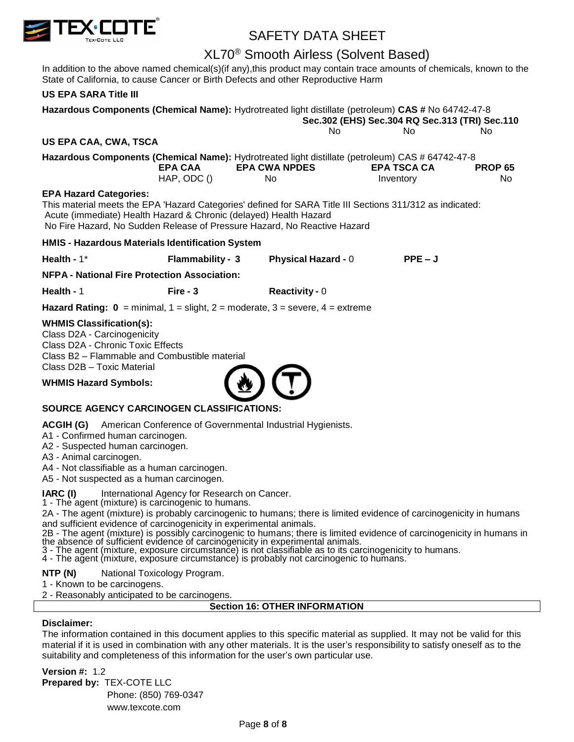In addition to the above named chemical(s)(if any),this product may contain trace amounts of chemicals, known to the State of California, to cause Cancer or Birth Defects and other Reproductive Harm

**US EPA SARA Title III**

**Hazardous Components (Chemical Name):** Hydrotreated light distillate (petroleum) **CAS #** No 64742-47-8

| Sec.302 (EHS) | Sec.304 RQ | Sec.313 (TRI) | Sec.110 |
|---|---|---|---|
| No | No | No | |

**US EPA CAA, CWA, TSCA**

**Hazardous Components (Chemical Name):** Hydrotreated light distillate (petroleum) CAS # 64742-47-8

| EPA CAA | EPA CWA NPDES | EPA TSCA CA | PROP 65 |
|---|---|---|---|
| HAP, ODC () | No | Inventory | No |

**EPA Hazard Categories:**

This material meets the EPA 'Hazard Categories' defined for SARA Title III Sections 311/312 as indicated:
Acute (immediate) Health Hazard & Chronic (delayed) Health Hazard
No Fire Hazard, No Sudden Release of Pressure Hazard, No Reactive Hazard

**HMIS - Hazardous Materials Identification System**

**Health -** 1* **Flammability - 3** **Physical Hazard -** 0 **PPE – J**

**NFPA - National Fire Protection Association:**

**Health -** 1 **Fire - 3** **Reactivity -** 0

**Hazard Rating: 0** = minimal, 1 = slight, 2 = moderate, 3 = severe, 4 = extreme

**WHMIS Classification(s):**

Class D2A - Carcinogenicity
Class D2A - Chronic Toxic Effects
Class B2 – Flammable and Combustible material
Class D2B – Toxic Material

**WHMIS Hazard Symbols:**

**SOURCE AGENCY CARCINOGEN CLASSIFICATIONS:**

**ACGIH (G)** American Conference of Governmental Industrial Hygienists.

A1 - Confirmed human carcinogen.
A2 - Suspected human carcinogen.
A3 - Animal carcinogen.
A4 - Not classifiable as a human carcinogen.
A5 - Not suspected as a human carcinogen.

**IARC (I)** International Agency for Research on Cancer.

1 - The agent (mixture) is carcinogenic to humans.
2A - The agent (mixture) is probably carcinogenic to humans; there is limited evidence of carcinogenicity in humans and sufficient evidence of carcinogenicity in experimental animals.
2B - The agent (mixture) is possibly carcinogenic to humans; there is limited evidence of carcinogenicity in humans in the absence of sufficient evidence of carcinogenicity in experimental animals.
3 - The agent (mixture, exposure circumstance) is not classifiable as to its carcinogenicity to humans.
4 - The agent (mixture, exposure circumstance) is probably not carcinogenic to humans.

**NTP (N)** National Toxicology Program.

1 - Known to be carcinogens.
2 - Reasonably anticipated to be carcinogens.

## Section 16: OTHER INFORMATION

**Disclaimer:**

The information contained in this document applies to this specific material as supplied. It may not be valid for this material if it is used in combination with any other materials. It is the user's responsibility to satisfy oneself as to the suitability and completeness of this information for the user's own particular use.

**Version #:** 1.2
**Prepared by:** TEX-COTE LLC
Phone: (850) 769-0347
www.texcote.com